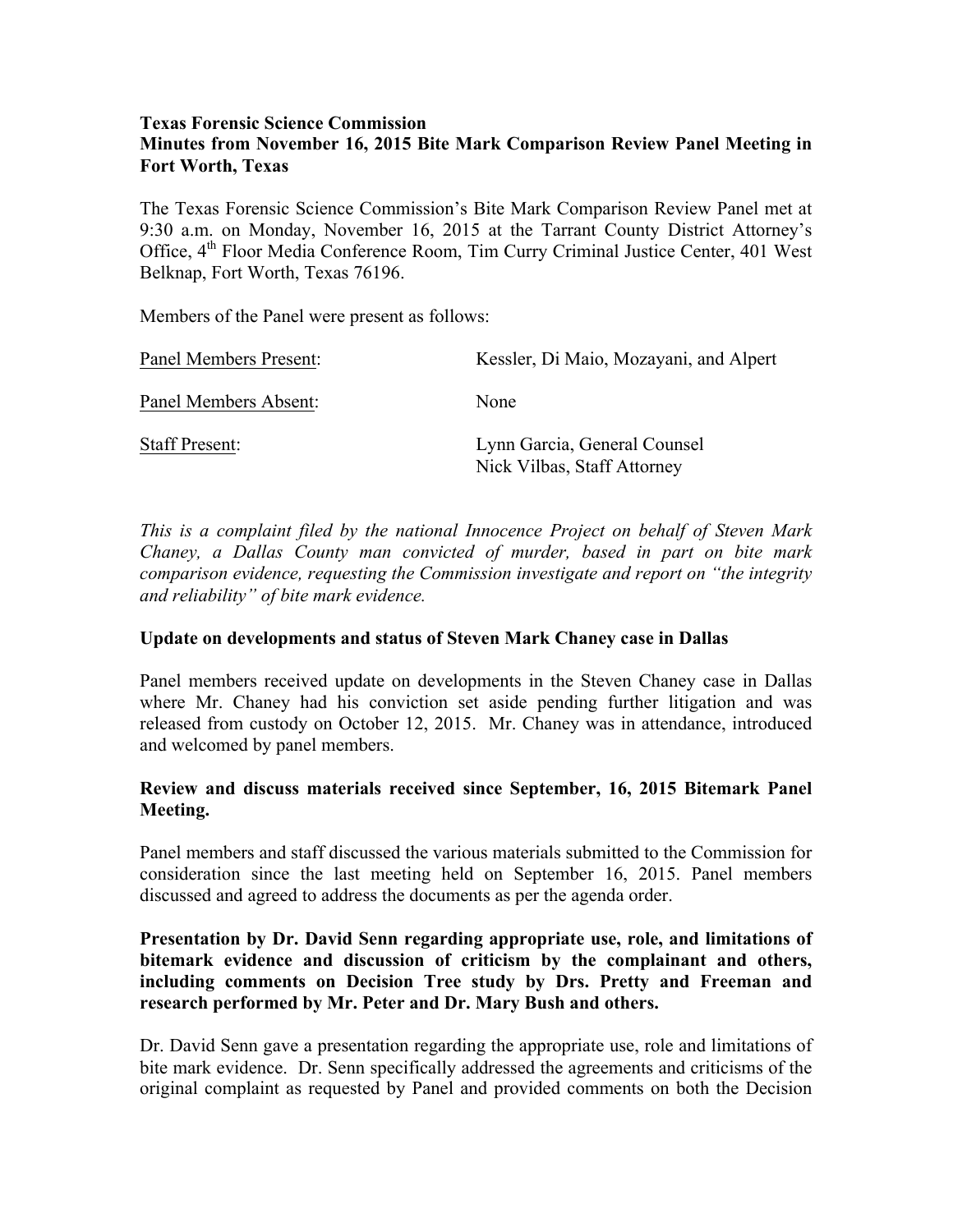**Texas Forensic Science Commission**
**Minutes from November 16, 2015 Bite Mark Comparison Review Panel Meeting in Fort Worth, Texas**

The Texas Forensic Science Commission's Bite Mark Comparison Review Panel met at 9:30 a.m. on Monday, November 16, 2015 at the Tarrant County District Attorney's Office, 4th Floor Media Conference Room, Tim Curry Criminal Justice Center, 401 West Belknap, Fort Worth, Texas 76196.

Members of the Panel were present as follows:

| | |
|---|---|
| Panel Members Present: | Kessler, Di Maio, Mozayani, and Alpert |
| Panel Members Absent: | None |
| Staff Present: | Lynn Garcia, General Counsel<br>Nick Vilbas, Staff Attorney |

*This is a complaint filed by the national Innocence Project on behalf of Steven Mark Chaney, a Dallas County man convicted of murder, based in part on bite mark comparison evidence, requesting the Commission investigate and report on "the integrity and reliability" of bite mark evidence.*

**Update on developments and status of Steven Mark Chaney case in Dallas**

Panel members received update on developments in the Steven Chaney case in Dallas where Mr. Chaney had his conviction set aside pending further litigation and was released from custody on October 12, 2015. Mr. Chaney was in attendance, introduced and welcomed by panel members.

**Review and discuss materials received since September, 16, 2015 Bitemark Panel Meeting.**

Panel members and staff discussed the various materials submitted to the Commission for consideration since the last meeting held on September 16, 2015. Panel members discussed and agreed to address the documents as per the agenda order.

**Presentation by Dr. David Senn regarding appropriate use, role, and limitations of bitemark evidence and discussion of criticism by the complainant and others, including comments on Decision Tree study by Drs. Pretty and Freeman and research performed by Mr. Peter and Dr. Mary Bush and others.**

Dr. David Senn gave a presentation regarding the appropriate use, role and limitations of bite mark evidence. Dr. Senn specifically addressed the agreements and criticisms of the original complaint as requested by Panel and provided comments on both the Decision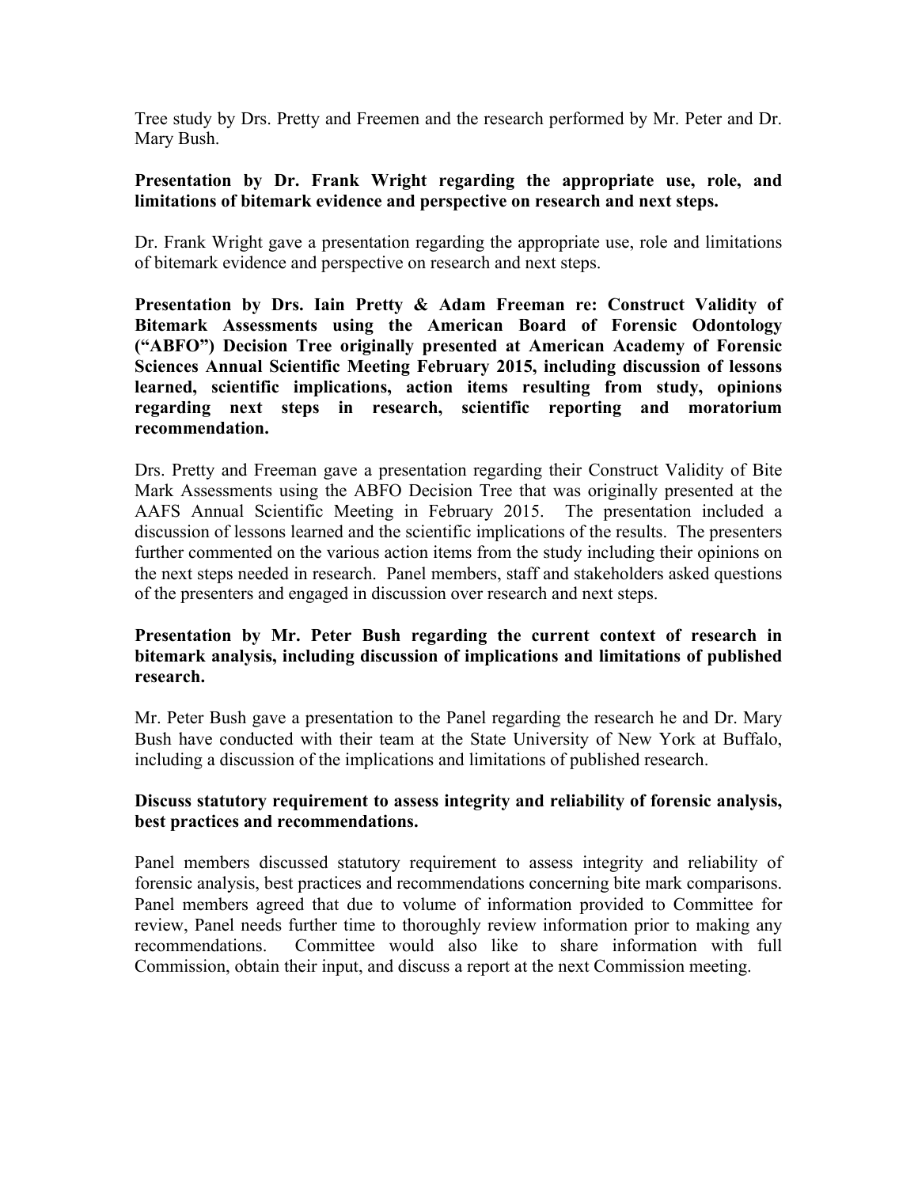Tree study by Drs. Pretty and Freemen and the research performed by Mr. Peter and Dr. Mary Bush.

**Presentation by Dr. Frank Wright regarding the appropriate use, role, and limitations of bitemark evidence and perspective on research and next steps.**

Dr. Frank Wright gave a presentation regarding the appropriate use, role and limitations of bitemark evidence and perspective on research and next steps.

**Presentation by Drs. Iain Pretty & Adam Freeman re: Construct Validity of Bitemark Assessments using the American Board of Forensic Odontology ("ABFO") Decision Tree originally presented at American Academy of Forensic Sciences Annual Scientific Meeting February 2015, including discussion of lessons learned, scientific implications, action items resulting from study, opinions regarding next steps in research, scientific reporting and moratorium recommendation.**

Drs. Pretty and Freeman gave a presentation regarding their Construct Validity of Bite Mark Assessments using the ABFO Decision Tree that was originally presented at the AAFS Annual Scientific Meeting in February 2015. The presentation included a discussion of lessons learned and the scientific implications of the results. The presenters further commented on the various action items from the study including their opinions on the next steps needed in research. Panel members, staff and stakeholders asked questions of the presenters and engaged in discussion over research and next steps.

**Presentation by Mr. Peter Bush regarding the current context of research in bitemark analysis, including discussion of implications and limitations of published research.**

Mr. Peter Bush gave a presentation to the Panel regarding the research he and Dr. Mary Bush have conducted with their team at the State University of New York at Buffalo, including a discussion of the implications and limitations of published research.

**Discuss statutory requirement to assess integrity and reliability of forensic analysis, best practices and recommendations.**

Panel members discussed statutory requirement to assess integrity and reliability of forensic analysis, best practices and recommendations concerning bite mark comparisons. Panel members agreed that due to volume of information provided to Committee for review, Panel needs further time to thoroughly review information prior to making any recommendations. Committee would also like to share information with full Commission, obtain their input, and discuss a report at the next Commission meeting.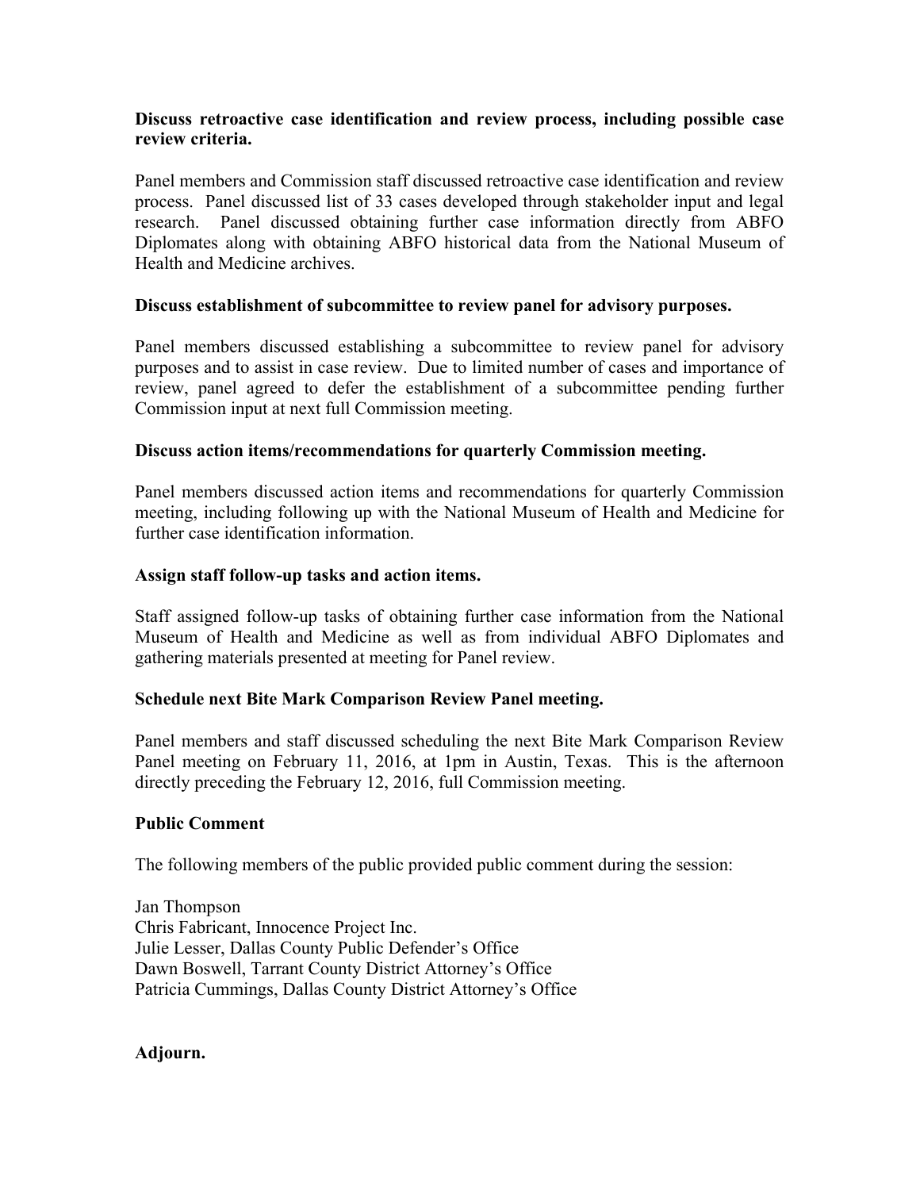**Discuss retroactive case identification and review process, including possible case review criteria.**

Panel members and Commission staff discussed retroactive case identification and review process. Panel discussed list of 33 cases developed through stakeholder input and legal research. Panel discussed obtaining further case information directly from ABFO Diplomates along with obtaining ABFO historical data from the National Museum of Health and Medicine archives.

**Discuss establishment of subcommittee to review panel for advisory purposes.**

Panel members discussed establishing a subcommittee to review panel for advisory purposes and to assist in case review. Due to limited number of cases and importance of review, panel agreed to defer the establishment of a subcommittee pending further Commission input at next full Commission meeting.

**Discuss action items/recommendations for quarterly Commission meeting.**

Panel members discussed action items and recommendations for quarterly Commission meeting, including following up with the National Museum of Health and Medicine for further case identification information.

**Assign staff follow-up tasks and action items.**

Staff assigned follow-up tasks of obtaining further case information from the National Museum of Health and Medicine as well as from individual ABFO Diplomates and gathering materials presented at meeting for Panel review.

**Schedule next Bite Mark Comparison Review Panel meeting.**

Panel members and staff discussed scheduling the next Bite Mark Comparison Review Panel meeting on February 11, 2016, at 1pm in Austin, Texas. This is the afternoon directly preceding the February 12, 2016, full Commission meeting.

**Public Comment**

The following members of the public provided public comment during the session:

Jan Thompson
Chris Fabricant, Innocence Project Inc.
Julie Lesser, Dallas County Public Defender's Office
Dawn Boswell, Tarrant County District Attorney's Office
Patricia Cummings, Dallas County District Attorney's Office

**Adjourn.**